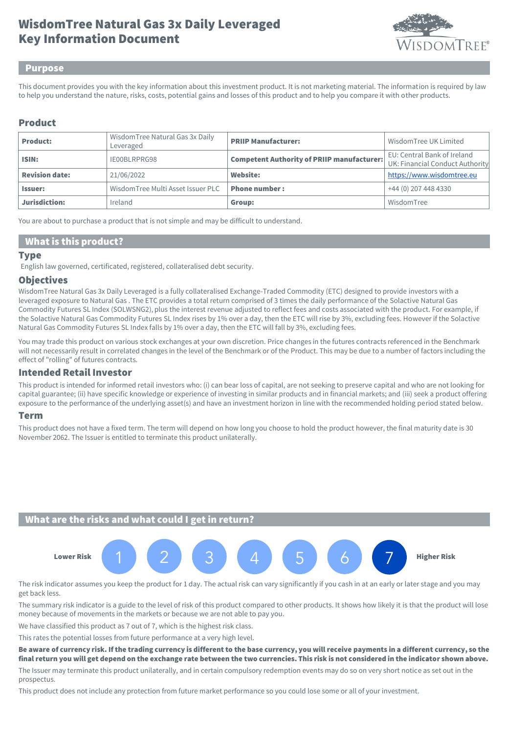# WisdomTree Natural Gas 3x Daily Leveraged
# Key Information Document

## Purpose

This document provides you with the key information about this investment product. It is not marketing material. The information is required by law to help you understand the nature, risks, costs, potential gains and losses of this product and to help you compare it with other products.

## Product

| **Product:** | WisdomTree Natural Gas 3x Daily Leveraged | **PRIIP Manufacturer:** | WisdomTree UK Limited |
|---|---|---|---|
| **ISIN:** | IE00BLRPRG98 | **Competent Authority of PRIIP manufacturer:** | EU: Central Bank of Ireland UK: Financial Conduct Authority |
| **Revision date:** | 21/06/2022 | **Website:** | https://www.wisdomtree.eu |
| **Issuer:** | WisdomTree Multi Asset Issuer PLC | **Phone number :** | +44 (0) 207 448 4330 |
| **Jurisdiction:** | Ireland | **Group:** | WisdomTree |

You are about to purchase a product that is not simple and may be difficult to understand.

## What is this product?

### Type

English law governed, certificated, registered, collateralised debt security.

### Objectives

WisdomTree Natural Gas 3x Daily Leveraged is a fully collateralised Exchange-Traded Commodity (ETC) designed to provide investors with a leveraged exposure to Natural Gas . The ETC provides a total return comprised of 3 times the daily performance of the Solactive Natural Gas Commodity Futures SL Index (SOLWSNG2), plus the interest revenue adjusted to reflect fees and costs associated with the product. For example, if the Solactive Natural Gas Commodity Futures SL Index rises by 1% over a day, then the ETC will rise by 3%, excluding fees. However if the Solactive Natural Gas Commodity Futures SL Index falls by 1% over a day, then the ETC will fall by 3%, excluding fees.

You may trade this product on various stock exchanges at your own discretion. Price changes in the futures contracts referenced in the Benchmark will not necessarily result in correlated changes in the level of the Benchmark or of the Product. This may be due to a number of factors including the effect of "rolling" of futures contracts.

### Intended Retail Investor

This product is intended for informed retail investors who: (i) can bear loss of capital, are not seeking to preserve capital and who are not looking for capital guarantee; (ii) have specific knowledge or experience of investing in similar products and in financial markets; and (iii) seek a product offering exposure to the performance of the underlying asset(s) and have an investment horizon in line with the recommended holding period stated below.

### Term

This product does not have a fixed term. The term will depend on how long you choose to hold the product however, the final maturity date is 30 November 2062. The Issuer is entitled to terminate this product unilaterally.

## What are the risks and what could I get in return?

**Lower Risk** 1 2 3 4 5 6 **7** **Higher Risk**

The risk indicator assumes you keep the product for 1 day. The actual risk can vary significantly if you cash in at an early or later stage and you may get back less.

The summary risk indicator is a guide to the level of risk of this product compared to other products. It shows how likely it is that the product will lose money because of movements in the markets or because we are not able to pay you.

We have classified this product as 7 out of 7, which is the highest risk class.

This rates the potential losses from future performance at a very high level.

**Be aware of currency risk. If the trading currency is different to the base currency, you will receive payments in a different currency, so the final return you will get depend on the exchange rate between the two currencies. This risk is not considered in the indicator shown above.**

The Issuer may terminate this product unilaterally, and in certain compulsory redemption events may do so on very short notice as set out in the prospectus.

This product does not include any protection from future market performance so you could lose some or all of your investment.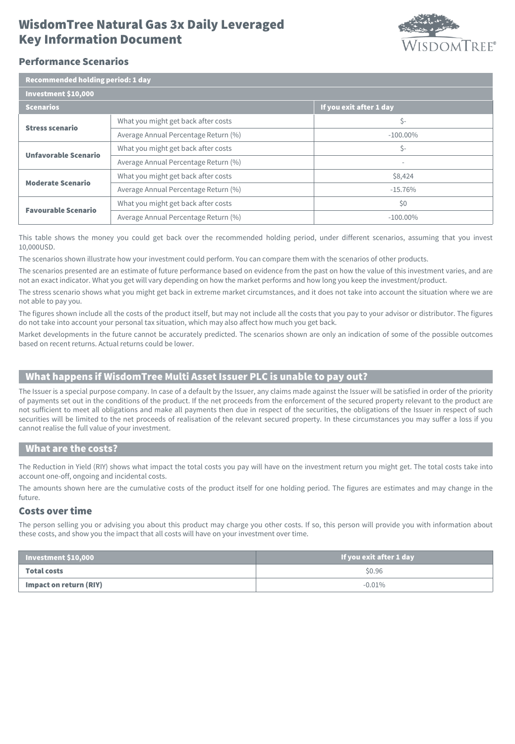# WisdomTree Natural Gas 3x Daily Leveraged Key Information Document

## Performance Scenarios

| Recommended holding period: 1 day | | |
|---|---|---|
| **Investment $10,000** | | |
| **Scenarios** | | **If you exit after 1 day** |
| **Stress scenario** | What you might get back after costs | $- |
| | Average Annual Percentage Return (%) | -100.00% |
| **Unfavorable Scenario** | What you might get back after costs | $- |
| | Average Annual Percentage Return (%) | - |
| **Moderate Scenario** | What you might get back after costs | $8,424 |
| | Average Annual Percentage Return (%) | -15.76% |
| **Favourable Scenario** | What you might get back after costs | $0 |
| | Average Annual Percentage Return (%) | -100.00% |

This table shows the money you could get back over the recommended holding period, under different scenarios, assuming that you invest 10,000USD.

The scenarios shown illustrate how your investment could perform. You can compare them with the scenarios of other products.

The scenarios presented are an estimate of future performance based on evidence from the past on how the value of this investment varies, and are not an exact indicator. What you get will vary depending on how the market performs and how long you keep the investment/product.

The stress scenario shows what you might get back in extreme market circumstances, and it does not take into account the situation where we are not able to pay you.

The figures shown include all the costs of the product itself, but may not include all the costs that you pay to your advisor or distributor. The figures do not take into account your personal tax situation, which may also affect how much you get back.

Market developments in the future cannot be accurately predicted. The scenarios shown are only an indication of some of the possible outcomes based on recent returns. Actual returns could be lower.

## What happens if WisdomTree Multi Asset Issuer PLC is unable to pay out?

The Issuer is a special purpose company. In case of a default by the Issuer, any claims made against the Issuer will be satisfied in order of the priority of payments set out in the conditions of the product. If the net proceeds from the enforcement of the secured property relevant to the product are not sufficient to meet all obligations and make all payments then due in respect of the securities, the obligations of the Issuer in respect of such securities will be limited to the net proceeds of realisation of the relevant secured property. In these circumstances you may suffer a loss if you cannot realise the full value of your investment.

## What are the costs?

The Reduction in Yield (RIY) shows what impact the total costs you pay will have on the investment return you might get. The total costs take into account one-off, ongoing and incidental costs.

The amounts shown here are the cumulative costs of the product itself for one holding period. The figures are estimates and may change in the future.

### Costs over time

The person selling you or advising you about this product may charge you other costs. If so, this person will provide you with information about these costs, and show you the impact that all costs will have on your investment over time.

| Investment $10,000 | If you exit after 1 day |
|---|---|
| **Total costs** | $0.96 |
| **Impact on return (RIY)** | -0.01% |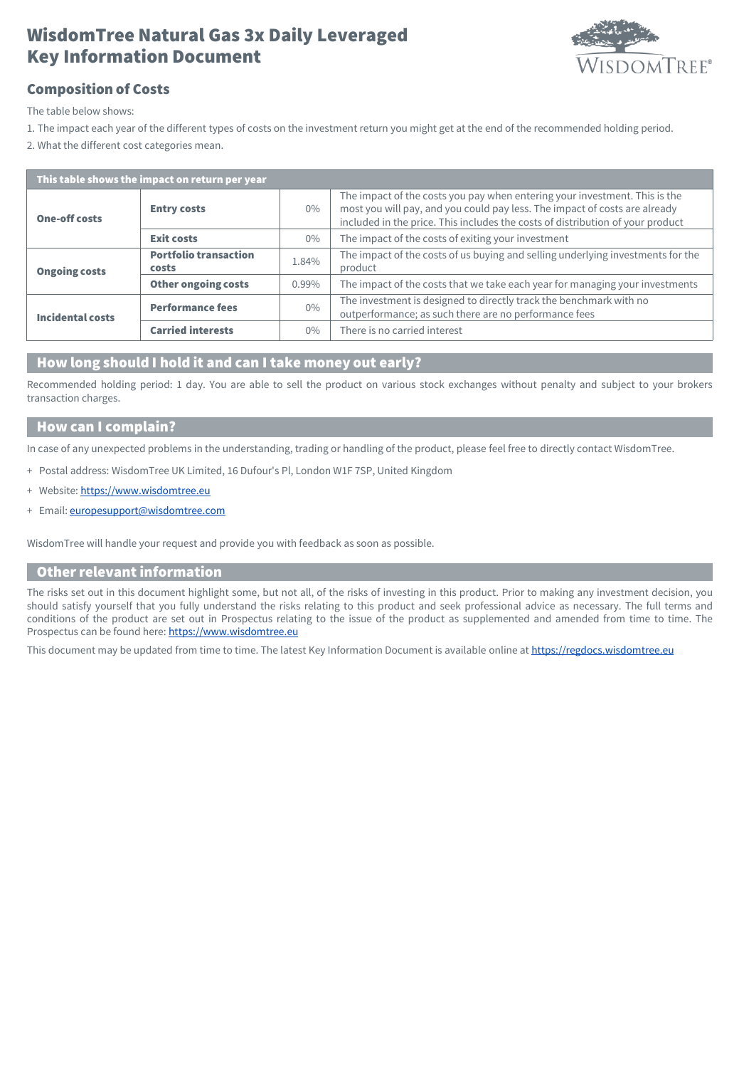# WisdomTree Natural Gas 3x Daily Leveraged Key Information Document

## Composition of Costs

The table below shows:

1. The impact each year of the different types of costs on the investment return you might get at the end of the recommended holding period.
2. What the different cost categories mean.

| This table shows the impact on return per year | | | |
|---|---|---|---|
| **One-off costs** | **Entry costs** | 0% | The impact of the costs you pay when entering your investment. This is the most you will pay, and you could pay less. The impact of costs are already included in the price. This includes the costs of distribution of your product |
| | **Exit costs** | 0% | The impact of the costs of exiting your investment |
| **Ongoing costs** | **Portfolio transaction costs** | 1.84% | The impact of the costs of us buying and selling underlying investments for the product |
| | **Other ongoing costs** | 0.99% | The impact of the costs that we take each year for managing your investments |
| **Incidental costs** | **Performance fees** | 0% | The investment is designed to directly track the benchmark with no outperformance; as such there are no performance fees |
| | **Carried interests** | 0% | There is no carried interest |

## How long should I hold it and can I take money out early?

Recommended holding period: 1 day. You are able to sell the product on various stock exchanges without penalty and subject to your brokers transaction charges.

## How can I complain?

In case of any unexpected problems in the understanding, trading or handling of the product, please feel free to directly contact WisdomTree.

- Postal address: WisdomTree UK Limited, 16 Dufour's Pl, London W1F 7SP, United Kingdom
- Website: https://www.wisdomtree.eu
- Email: europesupport@wisdomtree.com

WisdomTree will handle your request and provide you with feedback as soon as possible.

## Other relevant information

The risks set out in this document highlight some, but not all, of the risks of investing in this product. Prior to making any investment decision, you should satisfy yourself that you fully understand the risks relating to this product and seek professional advice as necessary. The full terms and conditions of the product are set out in Prospectus relating to the issue of the product as supplemented and amended from time to time. The Prospectus can be found here: https://www.wisdomtree.eu

This document may be updated from time to time. The latest Key Information Document is available online at https://regdocs.wisdomtree.eu